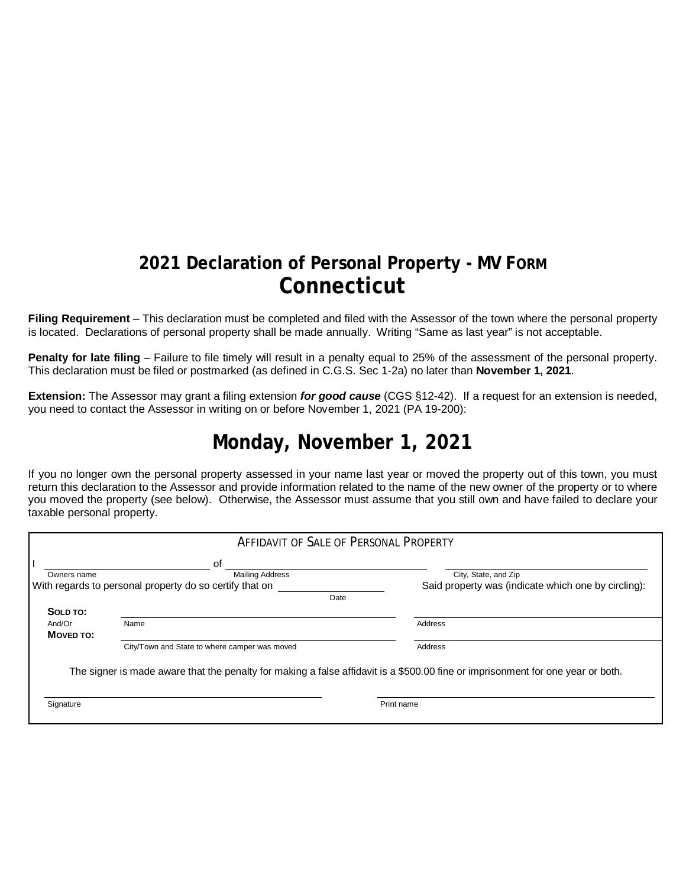# 2021 Declaration of Personal Property - MV FORM
# Connecticut

**Filing Requirement** – This declaration must be completed and filed with the Assessor of the town where the personal property is located. Declarations of personal property shall be made annually. Writing "Same as last year" is not acceptable.

**Penalty for late filing** – Failure to file timely will result in a penalty equal to 25% of the assessment of the personal property. This declaration must be filed or postmarked (as defined in C.G.S. Sec 1-2a) no later than **November 1, 2021**.

**Extension:** The Assessor may grant a filing extension ***for good cause*** (CGS §12-42). If a request for an extension is needed, you need to contact the Assessor in writing on or before November 1, 2021 (PA 19-200):

# Monday, November 1, 2021

If you no longer own the personal property assessed in your name last year or moved the property out of this town, you must return this declaration to the Assessor and provide information related to the name of the new owner of the property or to where you moved the property (see below). Otherwise, the Assessor must assume that you still own and have failed to declare your taxable personal property.

## AFFIDAVIT OF SALE OF PERSONAL PROPERTY

I ______________________ of ______________________ ______________________
Owners name — Mailing Address — City, State, and Zip

With regards to personal property do so certify that on ______________ Said property was (indicate which one by circling):
Date

**SOLD TO:** ______________________ ______________________
Name — Address

And/Or
**MOVED TO:** ______________________ ______________________
City/Town and State to where camper was moved — Address

The signer is made aware that the penalty for making a false affidavit is a $500.00 fine or imprisonment for one year or both.

______________________ ______________________
Signature — Print name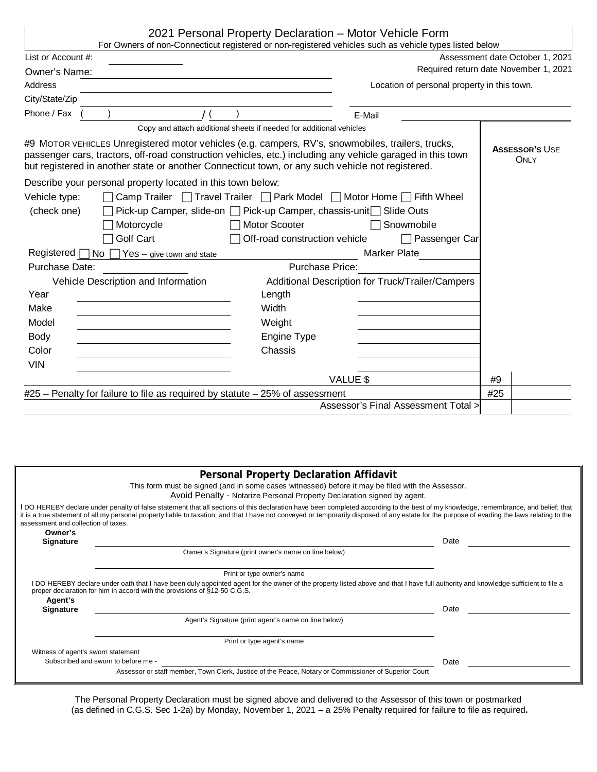# 2021 Personal Property Declaration – Motor Vehicle Form

For Owners of non-Connecticut registered or non-registered vehicles such as vehicle types listed below

List or Account #: ______

Assessment date October 1, 2021

Owner's Name: ______

Required return date November 1, 2021

Address ______

Location of personal property in this town.

City/State/Zip ______

Phone / Fax ( ) / ( )

E-Mail ______

Copy and attach additional sheets if needed for additional vehicles

**ASSESSOR'S USE ONLY**

#9 MOTOR VEHICLES Unregistered motor vehicles (e.g. campers, RV's, snowmobiles, trailers, trucks, passenger cars, tractors, off-road construction vehicles, etc.) including any vehicle garaged in this town but registered in another state or another Connecticut town, or any such vehicle not registered.

Describe your personal property located in this town below:

Vehicle type: (check one)

- ☐ Camp Trailer ☐ Travel Trailer ☐ Park Model ☐ Motor Home ☐ Fifth Wheel
- ☐ Pick-up Camper, slide-on ☐ Pick-up Camper, chassis-unit ☐ Slide Outs
- ☐ Motorcycle ☐ Motor Scooter ☐ Snowmobile
- ☐ Golf Cart ☐ Off-road construction vehicle ☐ Passenger Car

Registered ☐ No ☐ Yes – give town and state ______ Marker Plate ______

Purchase Date: ______ Purchase Price: ______

| Vehicle Description and Information | | Additional Description for Truck/Trailer/Campers | |
|---|---|---|---|
| Year | | Length | |
| Make | | Width | |
| Model | | Weight | |
| Body | | Engine Type | |
| Color | | Chassis | |
| VIN | | | |

| | | |
|---|---|---|
| VALUE $ | #9 | |
| #25 – Penalty for failure to file as required by statute – 25% of assessment | #25 | |
| Assessor's Final Assessment Total > | | |

## Personal Property Declaration Affidavit

This form must be signed (and in some cases witnessed) before it may be filed with the Assessor.
Avoid Penalty - Notarize Personal Property Declaration signed by agent.

I DO HEREBY declare under penalty of false statement that all sections of this declaration have been completed according to the best of my knowledge, remembrance, and belief; that it is a true statement of all my personal property liable to taxation; and that I have not conveyed or temporarily disposed of any estate for the purpose of evading the laws relating to the assessment and collection of taxes.

**Owner's Signature** ______ Date ______

Owner's Signature (print owner's name on line below)

______

Print or type owner's name

I DO HEREBY declare under oath that I have been duly appointed agent for the owner of the property listed above and that I have full authority and knowledge sufficient to file a proper declaration for him in accord with the provisions of §12-50 C.G.S.

**Agent's Signature** ______ Date ______

Agent's Signature (print agent's name on line below)

______

Print or type agent's name

Witness of agent's sworn statement
Subscribed and sworn to before me - ______ Date ______

Assessor or staff member, Town Clerk, Justice of the Peace, Notary or Commissioner of Superior Court

The Personal Property Declaration must be signed above and delivered to the Assessor of this town or postmarked (as defined in C.G.S. Sec 1-2a) by Monday, November 1, 2021 – a 25% Penalty required for failure to file as required**.**